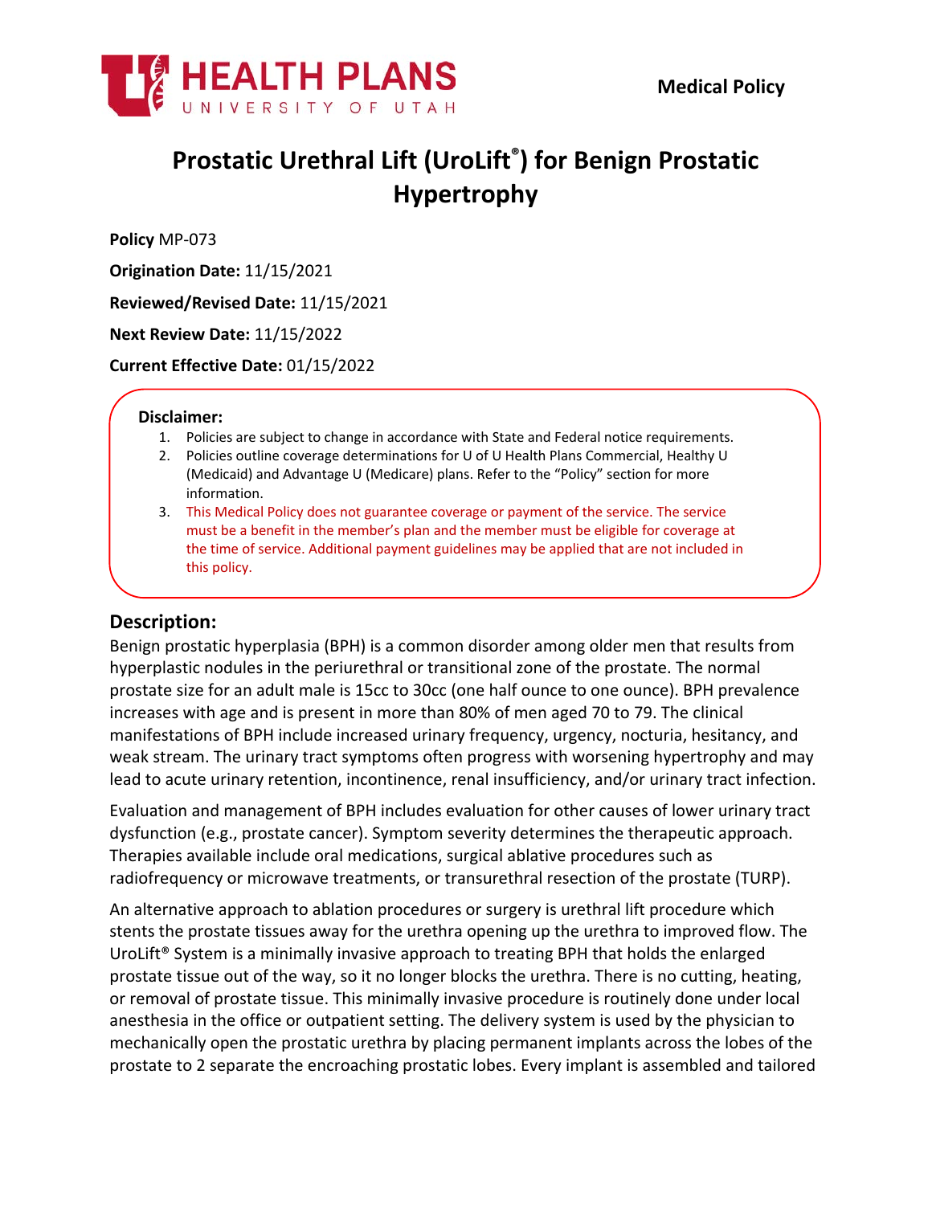HEALTH PLANS
UNIVERSITY OF UTAH

**Medical Policy**

# Prostatic Urethral Lift (UroLift®) for Benign Prostatic Hypertrophy

**Policy** MP-073

**Origination Date:** 11/15/2021

**Reviewed/Revised Date:** 11/15/2021

**Next Review Date:** 11/15/2022

**Current Effective Date:** 01/15/2022

**Disclaimer:**

1. Policies are subject to change in accordance with State and Federal notice requirements.
2. Policies outline coverage determinations for U of U Health Plans Commercial, Healthy U (Medicaid) and Advantage U (Medicare) plans. Refer to the "Policy" section for more information.
3. This Medical Policy does not guarantee coverage or payment of the service. The service must be a benefit in the member's plan and the member must be eligible for coverage at the time of service. Additional payment guidelines may be applied that are not included in this policy.

## Description:

Benign prostatic hyperplasia (BPH) is a common disorder among older men that results from hyperplastic nodules in the periurethral or transitional zone of the prostate. The normal prostate size for an adult male is 15cc to 30cc (one half ounce to one ounce). BPH prevalence increases with age and is present in more than 80% of men aged 70 to 79. The clinical manifestations of BPH include increased urinary frequency, urgency, nocturia, hesitancy, and weak stream. The urinary tract symptoms often progress with worsening hypertrophy and may lead to acute urinary retention, incontinence, renal insufficiency, and/or urinary tract infection.

Evaluation and management of BPH includes evaluation for other causes of lower urinary tract dysfunction (e.g., prostate cancer). Symptom severity determines the therapeutic approach. Therapies available include oral medications, surgical ablative procedures such as radiofrequency or microwave treatments, or transurethral resection of the prostate (TURP).

An alternative approach to ablation procedures or surgery is urethral lift procedure which stents the prostate tissues away for the urethra opening up the urethra to improved flow. The UroLift® System is a minimally invasive approach to treating BPH that holds the enlarged prostate tissue out of the way, so it no longer blocks the urethra. There is no cutting, heating, or removal of prostate tissue. This minimally invasive procedure is routinely done under local anesthesia in the office or outpatient setting. The delivery system is used by the physician to mechanically open the prostatic urethra by placing permanent implants across the lobes of the prostate to 2 separate the encroaching prostatic lobes. Every implant is assembled and tailored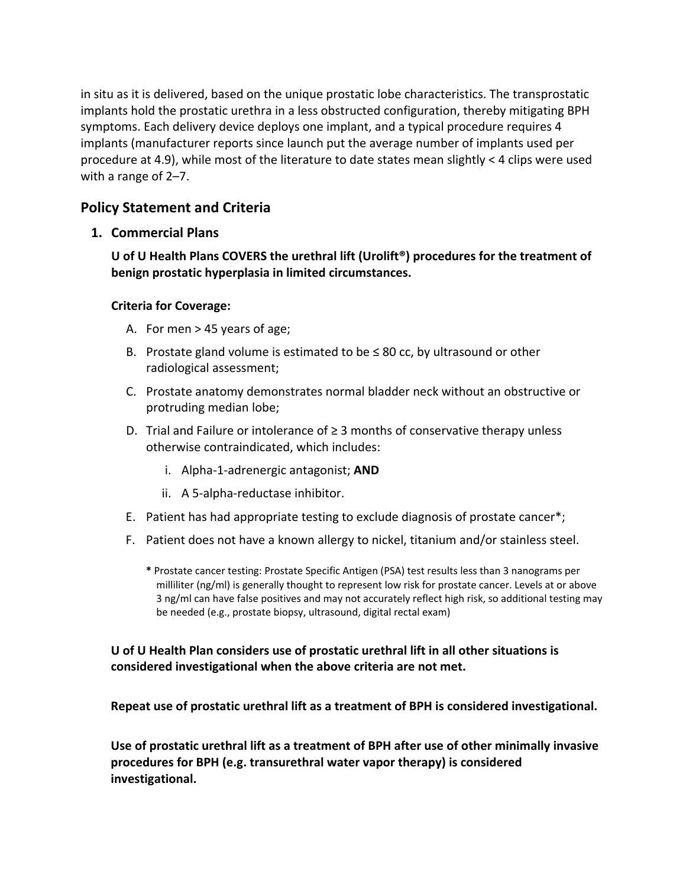in situ as it is delivered, based on the unique prostatic lobe characteristics. The transprostatic implants hold the prostatic urethra in a less obstructed configuration, thereby mitigating BPH symptoms. Each delivery device deploys one implant, and a typical procedure requires 4 implants (manufacturer reports since launch put the average number of implants used per procedure at 4.9), while most of the literature to date states mean slightly < 4 clips were used with a range of 2–7.

## Policy Statement and Criteria

### 1. Commercial Plans

**U of U Health Plans COVERS the urethral lift (Urolift®) procedures for the treatment of benign prostatic hyperplasia in limited circumstances.**

**Criteria for Coverage:**

A. For men > 45 years of age;

B. Prostate gland volume is estimated to be ≤ 80 cc, by ultrasound or other radiological assessment;

C. Prostate anatomy demonstrates normal bladder neck without an obstructive or protruding median lobe;

D. Trial and Failure or intolerance of ≥ 3 months of conservative therapy unless otherwise contraindicated, which includes:

   i. Alpha-1-adrenergic antagonist; **AND**

   ii. A 5-alpha-reductase inhibitor.

E. Patient has had appropriate testing to exclude diagnosis of prostate cancer*;

F. Patient does not have a known allergy to nickel, titanium and/or stainless steel.

**\*** Prostate cancer testing: Prostate Specific Antigen (PSA) test results less than 3 nanograms per milliliter (ng/ml) is generally thought to represent low risk for prostate cancer. Levels at or above 3 ng/ml can have false positives and may not accurately reflect high risk, so additional testing may be needed (e.g., prostate biopsy, ultrasound, digital rectal exam)

**U of U Health Plan considers use of prostatic urethral lift in all other situations is considered investigational when the above criteria are not met.**

**Repeat use of prostatic urethral lift as a treatment of BPH is considered investigational.**

**Use of prostatic urethral lift as a treatment of BPH after use of other minimally invasive procedures for BPH (e.g. transurethral water vapor therapy) is considered investigational.**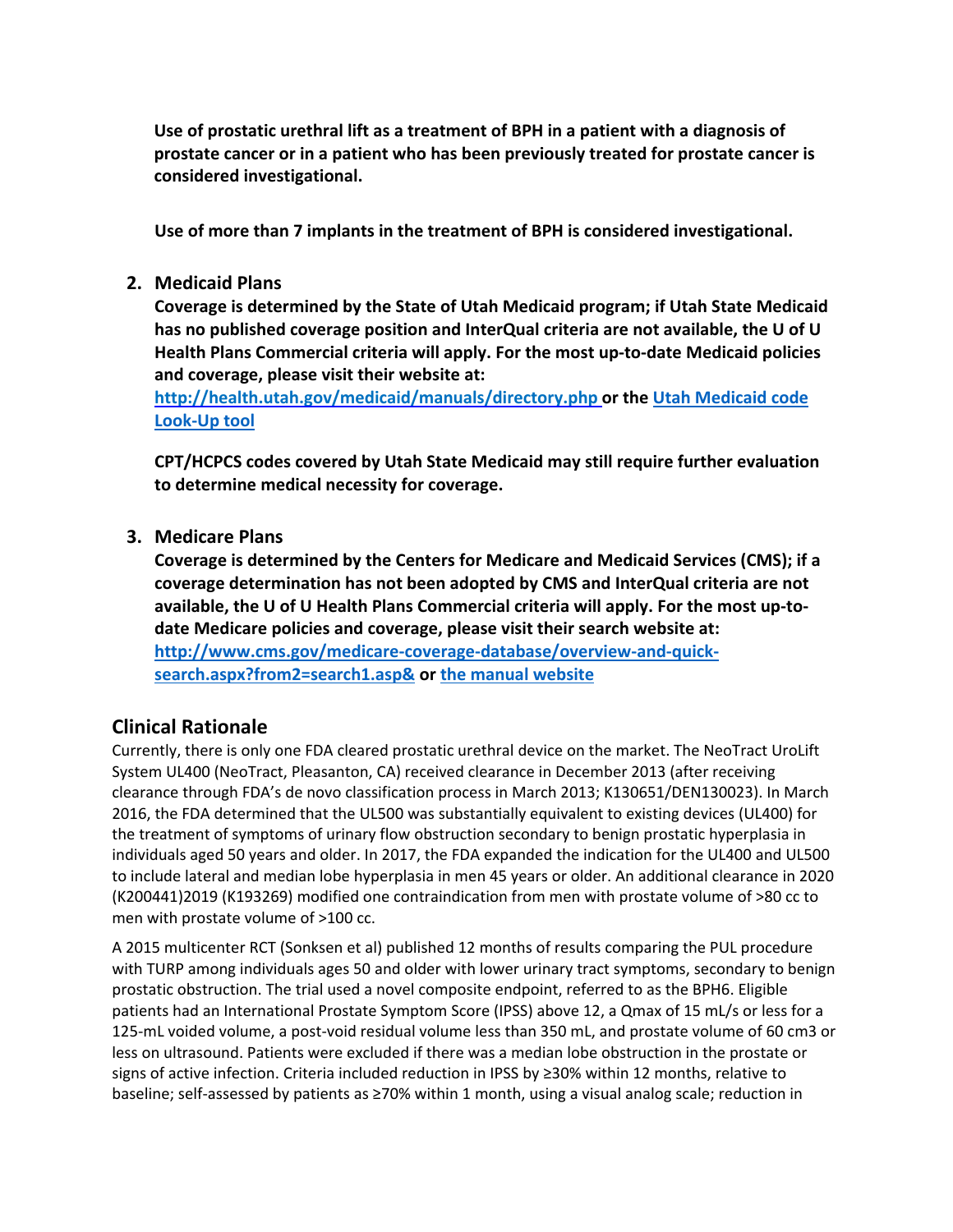**Use of prostatic urethral lift as a treatment of BPH in a patient with a diagnosis of prostate cancer or in a patient who has been previously treated for prostate cancer is considered investigational.**

**Use of more than 7 implants in the treatment of BPH is considered investigational.**

2. **Medicaid Plans**

   **Coverage is determined by the State of Utah Medicaid program; if Utah State Medicaid has no published coverage position and InterQual criteria are not available, the U of U Health Plans Commercial criteria will apply. For the most up-to-date Medicaid policies and coverage, please visit their website at: [http://health.utah.gov/medicaid/manuals/directory.php](http://health.utah.gov/medicaid/manuals/directory.php) or the [Utah Medicaid code Look-Up tool](#)**

   **CPT/HCPCS codes covered by Utah State Medicaid may still require further evaluation to determine medical necessity for coverage.**

3. **Medicare Plans**

   **Coverage is determined by the Centers for Medicare and Medicaid Services (CMS); if a coverage determination has not been adopted by CMS and InterQual criteria are not available, the U of U Health Plans Commercial criteria will apply. For the most up-to-date Medicare policies and coverage, please visit their search website at: [http://www.cms.gov/medicare-coverage-database/overview-and-quick-search.aspx?from2=search1.asp&](http://www.cms.gov/medicare-coverage-database/overview-and-quick-search.aspx?from2=search1.asp&) or [the manual website](#)**

## Clinical Rationale

Currently, there is only one FDA cleared prostatic urethral device on the market. The NeoTract UroLift System UL400 (NeoTract, Pleasanton, CA) received clearance in December 2013 (after receiving clearance through FDA's de novo classification process in March 2013; K130651/DEN130023). In March 2016, the FDA determined that the UL500 was substantially equivalent to existing devices (UL400) for the treatment of symptoms of urinary flow obstruction secondary to benign prostatic hyperplasia in individuals aged 50 years and older. In 2017, the FDA expanded the indication for the UL400 and UL500 to include lateral and median lobe hyperplasia in men 45 years or older. An additional clearance in 2020 (K200441)2019 (K193269) modified one contraindication from men with prostate volume of >80 cc to men with prostate volume of >100 cc.

A 2015 multicenter RCT (Sonksen et al) published 12 months of results comparing the PUL procedure with TURP among individuals ages 50 and older with lower urinary tract symptoms, secondary to benign prostatic obstruction. The trial used a novel composite endpoint, referred to as the BPH6. Eligible patients had an International Prostate Symptom Score (IPSS) above 12, a Qmax of 15 mL/s or less for a 125-mL voided volume, a post-void residual volume less than 350 mL, and prostate volume of 60 cm3 or less on ultrasound. Patients were excluded if there was a median lobe obstruction in the prostate or signs of active infection. Criteria included reduction in IPSS by ≥30% within 12 months, relative to baseline; self-assessed by patients as ≥70% within 1 month, using a visual analog scale; reduction in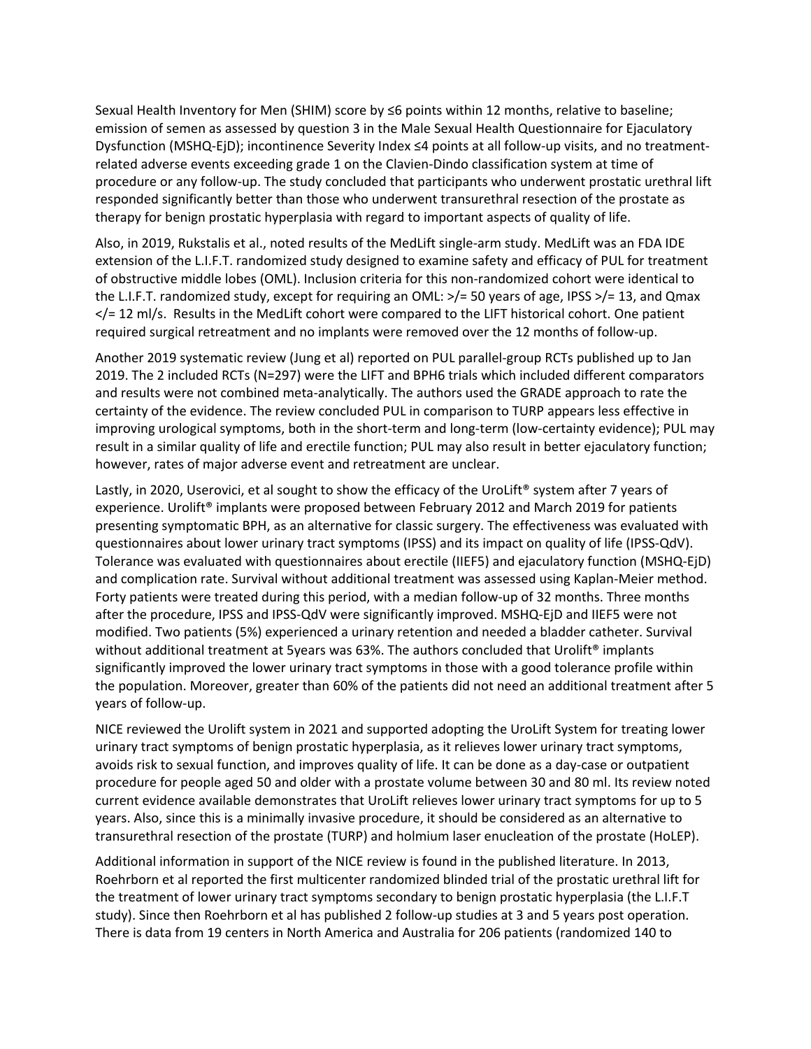Sexual Health Inventory for Men (SHIM) score by ≤6 points within 12 months, relative to baseline; emission of semen as assessed by question 3 in the Male Sexual Health Questionnaire for Ejaculatory Dysfunction (MSHQ-EjD); incontinence Severity Index ≤4 points at all follow-up visits, and no treatment-related adverse events exceeding grade 1 on the Clavien-Dindo classification system at time of procedure or any follow-up. The study concluded that participants who underwent prostatic urethral lift responded significantly better than those who underwent transurethral resection of the prostate as therapy for benign prostatic hyperplasia with regard to important aspects of quality of life.

Also, in 2019, Rukstalis et al., noted results of the MedLift single-arm study. MedLift was an FDA IDE extension of the L.I.F.T. randomized study designed to examine safety and efficacy of PUL for treatment of obstructive middle lobes (OML). Inclusion criteria for this non-randomized cohort were identical to the L.I.F.T. randomized study, except for requiring an OML: >/= 50 years of age, IPSS >/= 13, and Qmax </= 12 ml/s. Results in the MedLift cohort were compared to the LIFT historical cohort. One patient required surgical retreatment and no implants were removed over the 12 months of follow-up.

Another 2019 systematic review (Jung et al) reported on PUL parallel-group RCTs published up to Jan 2019. The 2 included RCTs (N=297) were the LIFT and BPH6 trials which included different comparators and results were not combined meta-analytically. The authors used the GRADE approach to rate the certainty of the evidence. The review concluded PUL in comparison to TURP appears less effective in improving urological symptoms, both in the short-term and long-term (low-certainty evidence); PUL may result in a similar quality of life and erectile function; PUL may also result in better ejaculatory function; however, rates of major adverse event and retreatment are unclear.

Lastly, in 2020, Userovici, et al sought to show the efficacy of the UroLift® system after 7 years of experience. Urolift® implants were proposed between February 2012 and March 2019 for patients presenting symptomatic BPH, as an alternative for classic surgery. The effectiveness was evaluated with questionnaires about lower urinary tract symptoms (IPSS) and its impact on quality of life (IPSS-QdV). Tolerance was evaluated with questionnaires about erectile (IIEF5) and ejaculatory function (MSHQ-EjD) and complication rate. Survival without additional treatment was assessed using Kaplan-Meier method. Forty patients were treated during this period, with a median follow-up of 32 months. Three months after the procedure, IPSS and IPSS-QdV were significantly improved. MSHQ-EjD and IIEF5 were not modified. Two patients (5%) experienced a urinary retention and needed a bladder catheter. Survival without additional treatment at 5years was 63%. The authors concluded that Urolift® implants significantly improved the lower urinary tract symptoms in those with a good tolerance profile within the population. Moreover, greater than 60% of the patients did not need an additional treatment after 5 years of follow-up.

NICE reviewed the Urolift system in 2021 and supported adopting the UroLift System for treating lower urinary tract symptoms of benign prostatic hyperplasia, as it relieves lower urinary tract symptoms, avoids risk to sexual function, and improves quality of life. It can be done as a day-case or outpatient procedure for people aged 50 and older with a prostate volume between 30 and 80 ml. Its review noted current evidence available demonstrates that UroLift relieves lower urinary tract symptoms for up to 5 years. Also, since this is a minimally invasive procedure, it should be considered as an alternative to transurethral resection of the prostate (TURP) and holmium laser enucleation of the prostate (HoLEP).

Additional information in support of the NICE review is found in the published literature. In 2013, Roehrborn et al reported the first multicenter randomized blinded trial of the prostatic urethral lift for the treatment of lower urinary tract symptoms secondary to benign prostatic hyperplasia (the L.I.F.T study). Since then Roehrborn et al has published 2 follow-up studies at 3 and 5 years post operation. There is data from 19 centers in North America and Australia for 206 patients (randomized 140 to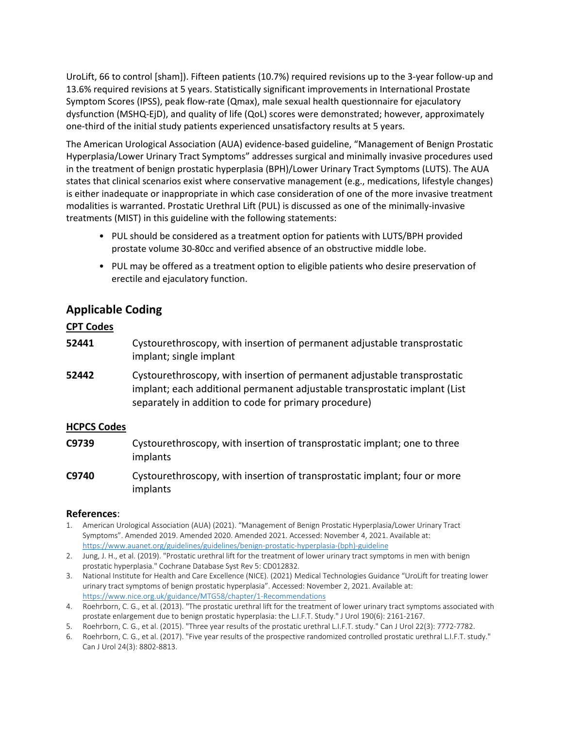UroLift, 66 to control [sham]). Fifteen patients (10.7%) required revisions up to the 3-year follow-up and 13.6% required revisions at 5 years. Statistically significant improvements in International Prostate Symptom Scores (IPSS), peak flow-rate (Qmax), male sexual health questionnaire for ejaculatory dysfunction (MSHQ-EjD), and quality of life (QoL) scores were demonstrated; however, approximately one-third of the initial study patients experienced unsatisfactory results at 5 years.

The American Urological Association (AUA) evidence-based guideline, "Management of Benign Prostatic Hyperplasia/Lower Urinary Tract Symptoms" addresses surgical and minimally invasive procedures used in the treatment of benign prostatic hyperplasia (BPH)/Lower Urinary Tract Symptoms (LUTS). The AUA states that clinical scenarios exist where conservative management (e.g., medications, lifestyle changes) is either inadequate or inappropriate in which case consideration of one of the more invasive treatment modalities is warranted. Prostatic Urethral Lift (PUL) is discussed as one of the minimally-invasive treatments (MIST) in this guideline with the following statements:

- PUL should be considered as a treatment option for patients with LUTS/BPH provided prostate volume 30-80cc and verified absence of an obstructive middle lobe.
- PUL may be offered as a treatment option to eligible patients who desire preservation of erectile and ejaculatory function.

## Applicable Coding

### CPT Codes

| | |
|---|---|
| **52441** | Cystourethroscopy, with insertion of permanent adjustable transprostatic implant; single implant |
| **52442** | Cystourethroscopy, with insertion of permanent adjustable transprostatic implant; each additional permanent adjustable transprostatic implant (List separately in addition to code for primary procedure) |

### HCPCS Codes

| | |
|---|---|
| **C9739** | Cystourethroscopy, with insertion of transprostatic implant; one to three implants |
| **C9740** | Cystourethroscopy, with insertion of transprostatic implant; four or more implants |

## References:

1. American Urological Association (AUA) (2021). "Management of Benign Prostatic Hyperplasia/Lower Urinary Tract Symptoms". Amended 2019. Amended 2020. Amended 2021. Accessed: November 4, 2021. Available at: https://www.auanet.org/guidelines/guidelines/benign-prostatic-hyperplasia-(bph)-guideline
2. Jung, J. H., et al. (2019). "Prostatic urethral lift for the treatment of lower urinary tract symptoms in men with benign prostatic hyperplasia." Cochrane Database Syst Rev 5: CD012832.
3. National Institute for Health and Care Excellence (NICE). (2021) Medical Technologies Guidance "UroLift for treating lower urinary tract symptoms of benign prostatic hyperplasia". Accessed: November 2, 2021. Available at: https://www.nice.org.uk/guidance/MTG58/chapter/1-Recommendations
4. Roehrborn, C. G., et al. (2013). "The prostatic urethral lift for the treatment of lower urinary tract symptoms associated with prostate enlargement due to benign prostatic hyperplasia: the L.I.F.T. Study." J Urol 190(6): 2161-2167.
5. Roehrborn, C. G., et al. (2015). "Three year results of the prostatic urethral L.I.F.T. study." Can J Urol 22(3): 7772-7782.
6. Roehrborn, C. G., et al. (2017). "Five year results of the prospective randomized controlled prostatic urethral L.I.F.T. study." Can J Urol 24(3): 8802-8813.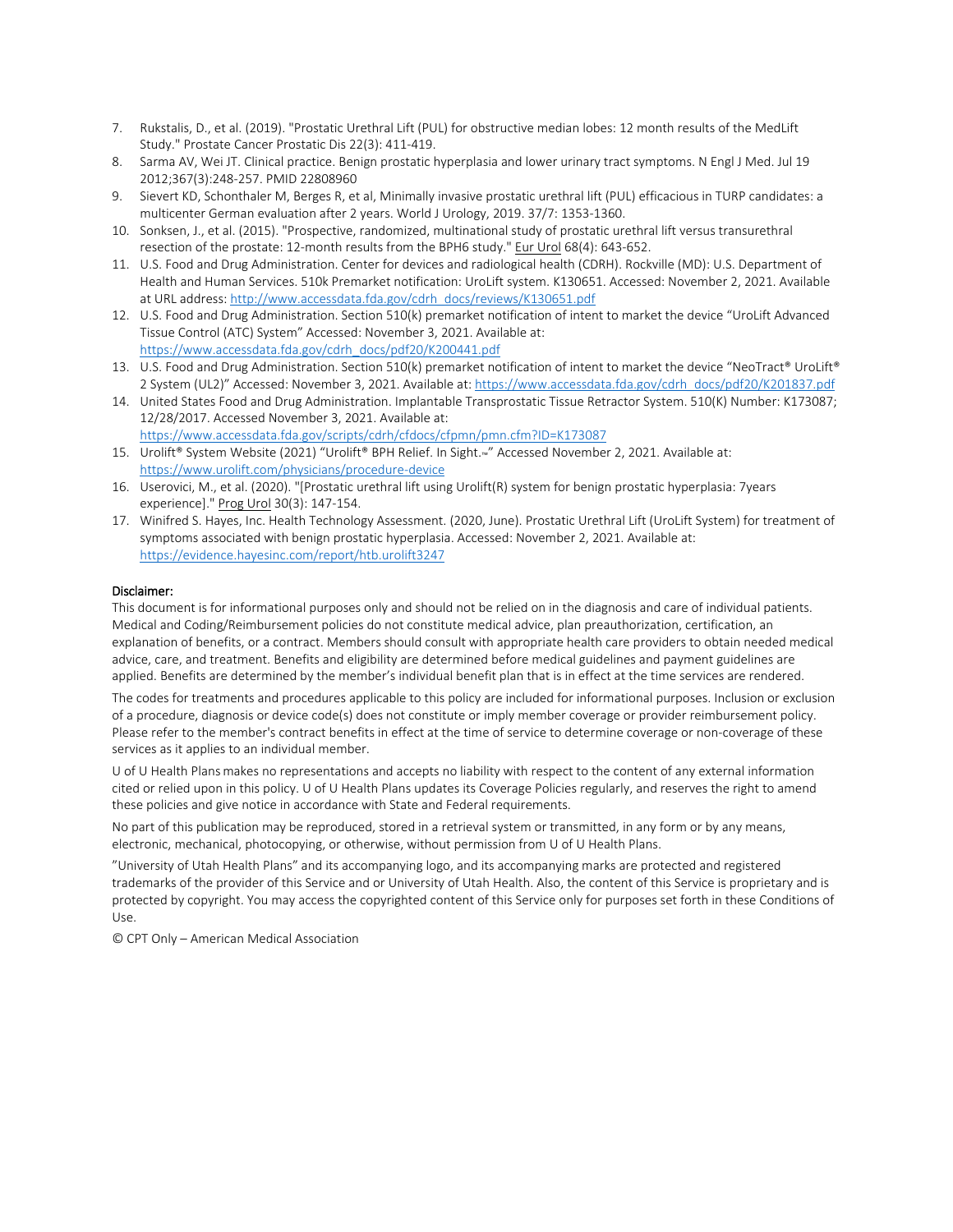7. Rukstalis, D., et al. (2019). "Prostatic Urethral Lift (PUL) for obstructive median lobes: 12 month results of the MedLift Study." Prostate Cancer Prostatic Dis 22(3): 411-419.
8. Sarma AV, Wei JT. Clinical practice. Benign prostatic hyperplasia and lower urinary tract symptoms. N Engl J Med. Jul 19 2012;367(3):248-257. PMID 22808960
9. Sievert KD, Schonthaler M, Berges R, et al, Minimally invasive prostatic urethral lift (PUL) efficacious in TURP candidates: a multicenter German evaluation after 2 years. World J Urology, 2019. 37/7: 1353-1360.
10. Sonksen, J., et al. (2015). "Prospective, randomized, multinational study of prostatic urethral lift versus transurethral resection of the prostate: 12-month results from the BPH6 study." Eur Urol 68(4): 643-652.
11. U.S. Food and Drug Administration. Center for devices and radiological health (CDRH). Rockville (MD): U.S. Department of Health and Human Services. 510k Premarket notification: UroLift system. K130651. Accessed: November 2, 2021. Available at URL address: http://www.accessdata.fda.gov/cdrh_docs/reviews/K130651.pdf
12. U.S. Food and Drug Administration. Section 510(k) premarket notification of intent to market the device "UroLift Advanced Tissue Control (ATC) System" Accessed: November 3, 2021. Available at: https://www.accessdata.fda.gov/cdrh_docs/pdf20/K200441.pdf
13. U.S. Food and Drug Administration. Section 510(k) premarket notification of intent to market the device "NeoTract® UroLift® 2 System (UL2)" Accessed: November 3, 2021. Available at: https://www.accessdata.fda.gov/cdrh_docs/pdf20/K201837.pdf
14. United States Food and Drug Administration. Implantable Transprostatic Tissue Retractor System. 510(K) Number: K173087; 12/28/2017. Accessed November 3, 2021. Available at: https://www.accessdata.fda.gov/scripts/cdrh/cfdocs/cfpmn/pmn.cfm?ID=K173087
15. Urolift® System Website (2021) "Urolift® BPH Relief. In Sight.™" Accessed November 2, 2021. Available at: https://www.urolift.com/physicians/procedure-device
16. Userovici, M., et al. (2020). "[Prostatic urethral lift using Urolift(R) system for benign prostatic hyperplasia: 7years experience]." Prog Urol 30(3): 147-154.
17. Winifred S. Hayes, Inc. Health Technology Assessment. (2020, June). Prostatic Urethral Lift (UroLift System) for treatment of symptoms associated with benign prostatic hyperplasia. Accessed: November 2, 2021. Available at: https://evidence.hayesinc.com/report/htb.urolift3247

**Disclaimer:**

This document is for informational purposes only and should not be relied on in the diagnosis and care of individual patients. Medical and Coding/Reimbursement policies do not constitute medical advice, plan preauthorization, certification, an explanation of benefits, or a contract. Members should consult with appropriate health care providers to obtain needed medical advice, care, and treatment. Benefits and eligibility are determined before medical guidelines and payment guidelines are applied. Benefits are determined by the member's individual benefit plan that is in effect at the time services are rendered.

The codes for treatments and procedures applicable to this policy are included for informational purposes. Inclusion or exclusion of a procedure, diagnosis or device code(s) does not constitute or imply member coverage or provider reimbursement policy. Please refer to the member's contract benefits in effect at the time of service to determine coverage or non-coverage of these services as it applies to an individual member.

U of U Health Plans makes no representations and accepts no liability with respect to the content of any external information cited or relied upon in this policy. U of U Health Plans updates its Coverage Policies regularly, and reserves the right to amend these policies and give notice in accordance with State and Federal requirements.

No part of this publication may be reproduced, stored in a retrieval system or transmitted, in any form or by any means, electronic, mechanical, photocopying, or otherwise, without permission from U of U Health Plans.

"University of Utah Health Plans" and its accompanying logo, and its accompanying marks are protected and registered trademarks of the provider of this Service and or University of Utah Health. Also, the content of this Service is proprietary and is protected by copyright. You may access the copyrighted content of this Service only for purposes set forth in these Conditions of Use.

© CPT Only – American Medical Association